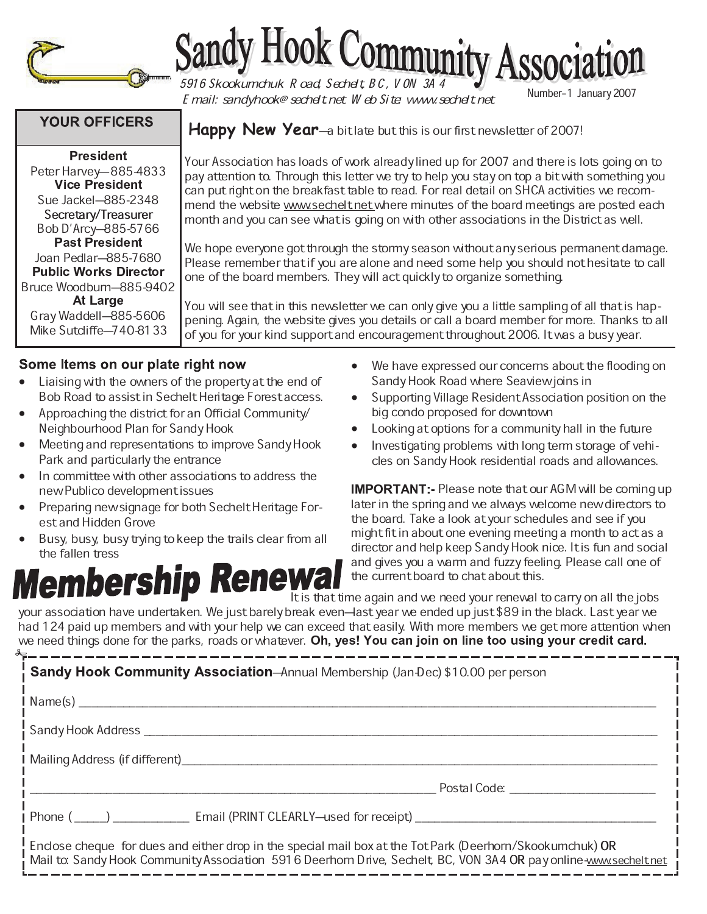# Sandy Hook Community Association

*5916 Skookumchuk Road, Sechelt, BC, V0N 3A4*
*Email: sandyhook@sechelt.net Web Site: www.sechelt.net*

Number–1 January 2007

## YOUR OFFICERS

**President**
Peter Harvey—885-4833
**Vice President**
Sue Jackel—885-2348
Secretary/Treasurer
Bob D'Arcy—885-5766
**Past President**
Joan Pedlar—885-7680
**Public Works Director**
Bruce Woodburn—885-9402
**At Large**
Gray Waddell—885-5606
Mike Sutcliffe—740-8133

**Happy New Year**—a bit late but this is our first newsletter of 2007!

Your Association has loads of work already lined up for 2007 and there is lots going on to pay attention to. Through this letter we try to help you stay on top a bit with something you can put right on the breakfast table to read. For real detail on SHCA activities we recommend the website www.sechelt.net where minutes of the board meetings are posted each month and you can see what is going on with other associations in the District as well.

We hope everyone got through the stormy season without any serious permanent damage. Please remember that if you are alone and need some help you should not hesitate to call one of the board members. They will act quickly to organize something.

You will see that in this newsletter we can only give you a little sampling of all that is happening. Again, the website gives you details or call a board member for more. Thanks to all of you for your kind support and encouragement throughout 2006. It was a busy year.

### Some Items on our plate right now

- Liaising with the owners of the property at the end of Bob Road to assist in Sechelt Heritage Forest access.
- Approaching the district for an Official Community/ Neighbourhood Plan for Sandy Hook
- Meeting and representations to improve Sandy Hook Park and particularly the entrance
- In committee with other associations to address the new Publico development issues
- Preparing new signage for both Sechelt Heritage Forest and Hidden Grove
- Busy, busy, busy trying to keep the trails clear from all the fallen tress
- We have expressed our concerns about the flooding on Sandy Hook Road where Seaview joins in
- Supporting Village Resident Association position on the big condo proposed for downtown
- Looking at options for a community hall in the future
- Investigating problems with long term storage of vehicles on Sandy Hook residential roads and allowances.

**IMPORTANT:-** Please note that our AGM will be coming up later in the spring and we always welcome new directors to the board. Take a look at your schedules and see if you might fit in about one evening meeting a month to act as a director and help keep Sandy Hook nice. It is fun and social and gives you a warm and fuzzy feeling. Please call one of the current board to chat about this.

## Membership Renewal

It is that time again and we need your renewal to carry on all the jobs your association have undertaken. We just barely break even—last year we ended up just $89 in the black. Last year we had 124 paid up members and with your help we can exceed that easily. With more members we get more attention when we need things done for the parks, roads or whatever. **Oh, yes! You can join on line too using your credit card.**

---

**Sandy Hook Community Association**—Annual Membership (Jan-Dec) $10.00 per person

Name(s) ______________________________

Sandy Hook Address ______________________________

Mailing Address (if different)______________________________

______________________________ Postal Code: ______________

Phone (_____) ____________ Email (PRINT CLEARLY—used for receipt) ______________________________

Enclose cheque for dues and either drop in the special mail box at the Tot Park (Deerhorn/Skookumchuk) OR
Mail to: Sandy Hook Community Association 5916 Deerhorn Drive, Sechelt, BC, V0N 3A4 OR pay online-www.sechelt.net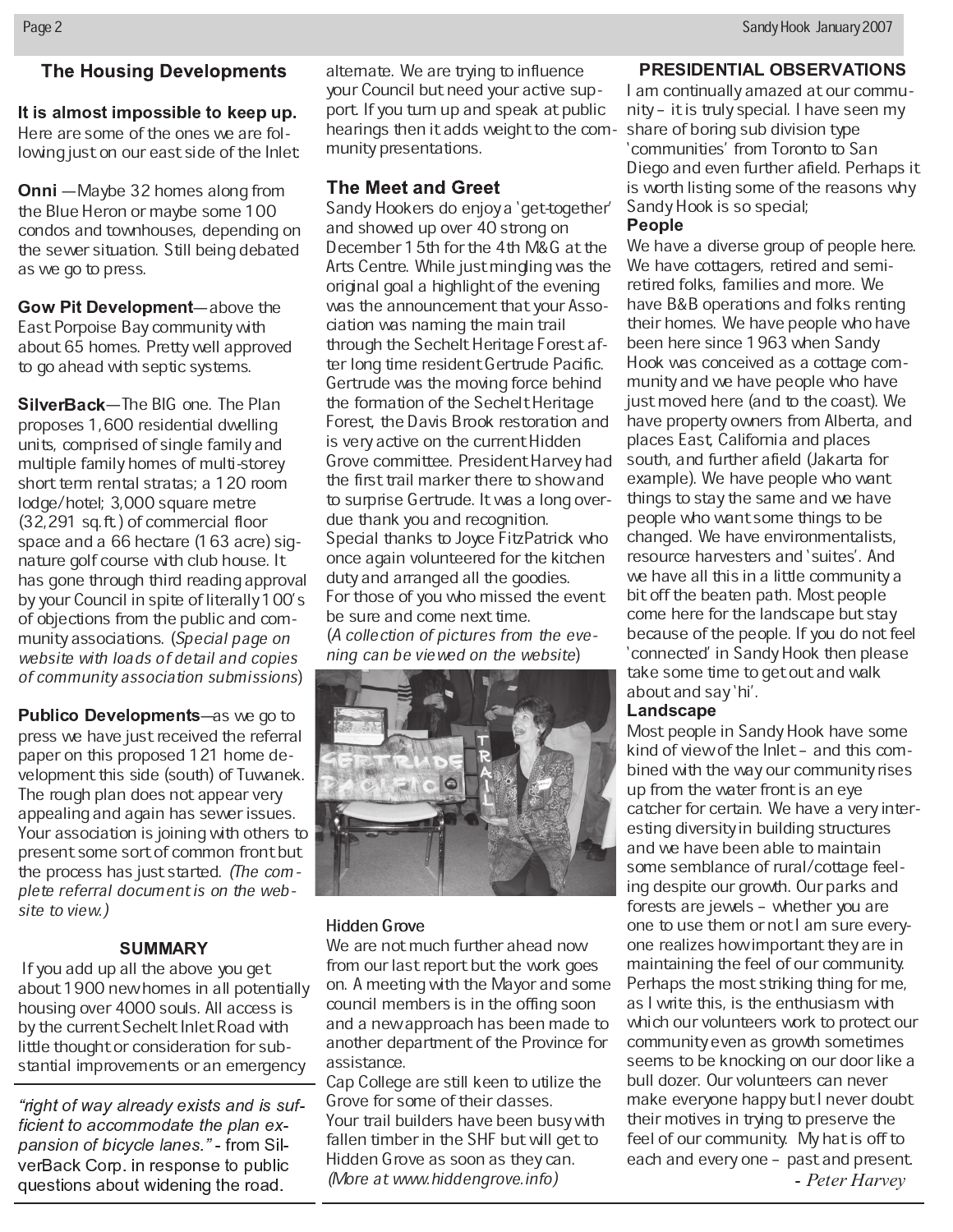## The Housing Developments

**It is almost impossible to keep up.** Here are some of the ones we are following just on our east side of the Inlet:

**Onni** —Maybe 32 homes along from the Blue Heron or maybe some 100 condos and townhouses, depending on the sewer situation. Still being debated as we go to press.

**Gow Pit Development**—above the East Porpoise Bay community with about 65 homes. Pretty well approved to go ahead with septic systems.

**SilverBack**—The BIG one. The Plan proposes 1,600 residential dwelling units, comprised of single family and multiple family homes of multi-storey short term rental stratas; a 120 room lodge/hotel; 3,000 square metre (32,291 sq.ft.) of commercial floor space and a 66 hectare (163 acre) signature golf course with club house. It has gone through third reading approval by your Council in spite of literally 100's of objections from the public and community associations. (*Special page on website with loads of detail and copies of community association submissions*)

**Publico Developments**—as we go to press we have just received the referral paper on this proposed 121 home development this side (south) of Tuwanek. The rough plan does not appear very appealing and again has sewer issues. Your association is joining with others to present some sort of common front but the process has just started. *(The complete referral document is on the website to view.)*

### SUMMARY

If you add up all the above you get about 1900 new homes in all potentially housing over 4000 souls. All access is by the current Sechelt Inlet Road with little thought or consideration for substantial improvements or an emergency alternate. We are trying to influence your Council but need your active support. If you turn up and speak at public hearings then it adds weight to the community presentations.

*"right of way already exists and is sufficient to accommodate the plan expansion of bicycle lanes."* - from SilverBack Corp. in response to public questions about widening the road.

## The Meet and Greet

Sandy Hookers do enjoy a 'get-together' and showed up over 40 strong on December 15th for the 4th M&G at the Arts Centre. While just mingling was the original goal a highlight of the evening was the announcement that your Association was naming the main trail through the Sechelt Heritage Forest after long time resident Gertrude Pacific. Gertrude was the moving force behind the formation of the Sechelt Heritage Forest, the Davis Brook restoration and is very active on the current Hidden Grove committee. President Harvey had the first trail marker there to show and to surprise Gertrude. It was a long overdue thank you and recognition.
Special thanks to Joyce FitzPatrick who once again volunteered for the kitchen duty and arranged all the goodies.
For those of you who missed the event be sure and come next time.
(*A collection of pictures from the evening can be viewed on the website*)

### Hidden Grove

We are not much further ahead now from our last report but the work goes on. A meeting with the Mayor and some council members is in the offing soon and a new approach has been made to another department of the Province for assistance.
Cap College are still keen to utilize the Grove for some of their classes.
Your trail builders have been busy with fallen timber in the SHF but will get to Hidden Grove as soon as they can.
*(More at www.hiddengrove.info)*

## PRESIDENTIAL OBSERVATIONS

I am continually amazed at our community – it is truly special. I have seen my share of boring sub division type 'communities' from Toronto to San Diego and even further afield. Perhaps it is worth listing some of the reasons why Sandy Hook is so special;

**People**

We have a diverse group of people here. We have cottagers, retired and semi-retired folks, families and more. We have B&B operations and folks renting their homes. We have people who have been here since 1963 when Sandy Hook was conceived as a cottage community and we have people who have just moved here (and to the coast). We have property owners from Alberta, and places East, California and places south, and further afield (Jakarta for example). We have people who want things to stay the same and we have people who want some things to be changed. We have environmentalists, resource harvesters and 'suites'. And we have all this in a little community a bit off the beaten path. Most people come here for the landscape but stay because of the people. If you do not feel 'connected' in Sandy Hook then please take some time to get out and walk about and say 'hi'.

**Landscape**

Most people in Sandy Hook have some kind of view of the Inlet – and this combined with the way our community rises up from the water front is an eye catcher for certain. We have a very interesting diversity in building structures and we have been able to maintain some semblance of rural/cottage feeling despite our growth. Our parks and forests are jewels – whether you are one to use them or not I am sure everyone realizes how important they are in maintaining the feel of our community. Perhaps the most striking thing for me, as I write this, is the enthusiasm with which our volunteers work to protect our community even as growth sometimes seems to be knocking on our door like a bull dozer. Our volunteers can never make everyone happy but I never doubt their motives in trying to preserve the feel of our community. My hat is off to each and every one – past and present.

*- Peter Harvey*